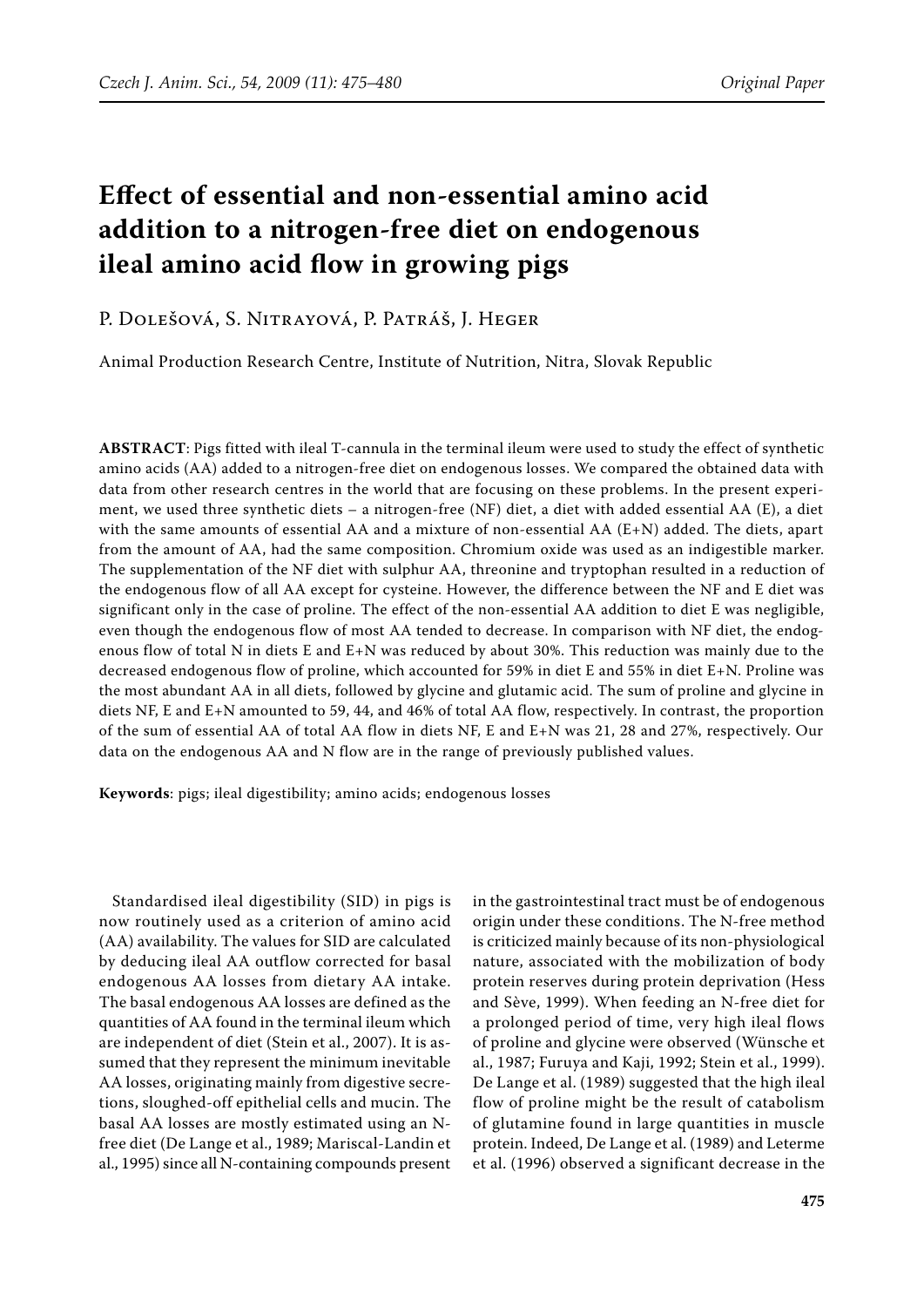# Effect of essential and non-essential amino acid addition to a nitrogen-free diet on endogenous ileal amino acid flow in growing pigs

P. Dolešová, S. Nitrayová, P. Patráš, J. Heger

Animal Production Research Centre, Institute of Nutrition, Nitra, Slovak Republic

**ABSTRACT**: Pigs fitted with ileal T-cannula in the terminal ileum were used to study the effect of synthetic amino acids (AA) added to a nitrogen-free diet on endogenous losses. We compared the obtained data with data from other research centres in the world that are focusing on these problems. In the present experiment, we used three synthetic diets – a nitrogen-free (NF) diet, a diet with added essential AA (E), a diet with the same amounts of essential AA and a mixture of non-essential AA (E+N) added. The diets, apart from the amount of AA, had the same composition. Chromium oxide was used as an indigestible marker. The supplementation of the NF diet with sulphur AA, threonine and tryptophan resulted in a reduction of the endogenous flow of all AA except for cysteine. However, the difference between the NF and E diet was significant only in the case of proline. The effect of the non-essential AA addition to diet E was negligible, even though the endogenous flow of most AA tended to decrease. In comparison with NF diet, the endogenous flow of total N in diets E and E+N was reduced by about 30%. This reduction was mainly due to the decreased endogenous flow of proline, which accounted for 59% in diet E and 55% in diet E+N. Proline was the most abundant AA in all diets, followed by glycine and glutamic acid. The sum of proline and glycine in diets NF, E and E+N amounted to 59, 44, and 46% of total AA flow, respectively. In contrast, the proportion of the sum of essential AA of total AA flow in diets NF, E and E+N was 21, 28 and 27%, respectively. Our data on the endogenous AA and N flow are in the range of previously published values.

**Keywords**: pigs; ileal digestibility; amino acids; endogenous losses

Standardised ileal digestibility (SID) in pigs is now routinely used as a criterion of amino acid (AA) availability. The values for SID are calculated by deducing ileal AA outflow corrected for basal endogenous AA losses from dietary AA intake. The basal endogenous AA losses are defined as the quantities of AA found in the terminal ileum which are independent of diet (Stein et al., 2007). It is assumed that they represent the minimum inevitable AA losses, originating mainly from digestive secretions, sloughed-off epithelial cells and mucin. The basal AA losses are mostly estimated using an N-free diet (De Lange et al., 1989; Mariscal-Landin et al., 1995) since all N-containing compounds present in the gastrointestinal tract must be of endogenous origin under these conditions. The N-free method is criticized mainly because of its non-physiological nature, associated with the mobilization of body protein reserves during protein deprivation (Hess and Sève, 1999). When feeding an N-free diet for a prolonged period of time, very high ileal flows of proline and glycine were observed (Wünsche et al., 1987; Furuya and Kaji, 1992; Stein et al., 1999). De Lange et al. (1989) suggested that the high ileal flow of proline might be the result of catabolism of glutamine found in large quantities in muscle protein. Indeed, De Lange et al. (1989) and Leterme et al. (1996) observed a significant decrease in the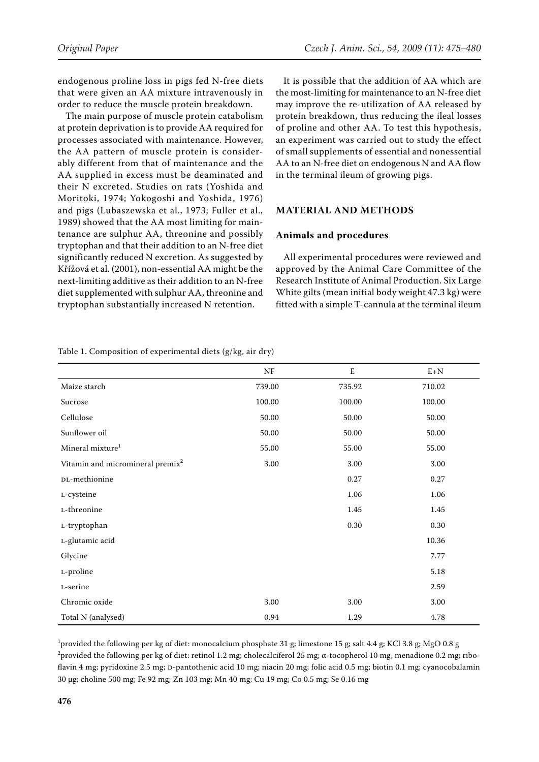endogenous proline loss in pigs fed N-free diets that were given an AA mixture intravenously in order to reduce the muscle protein breakdown.

The main purpose of muscle protein catabolism at protein deprivation is to provide AA required for processes associated with maintenance. However, the AA pattern of muscle protein is considerably different from that of maintenance and the AA supplied in excess must be deaminated and their N excreted. Studies on rats (Yoshida and Moritoki, 1974; Yokogoshi and Yoshida, 1976) and pigs (Lubaszewska et al., 1973; Fuller et al., 1989) showed that the AA most limiting for maintenance are sulphur AA, threonine and possibly tryptophan and that their addition to an N-free diet significantly reduced N excretion. As suggested by Křížová et al. (2001), non-essential AA might be the next-limiting additive as their addition to an N-free diet supplemented with sulphur AA, threonine and tryptophan substantially increased N retention.

It is possible that the addition of AA which are the most-limiting for maintenance to an N-free diet may improve the re-utilization of AA released by protein breakdown, thus reducing the ileal losses of proline and other AA. To test this hypothesis, an experiment was carried out to study the effect of small supplements of essential and nonessential AA to an N-free diet on endogenous N and AA flow in the terminal ileum of growing pigs.

## MATERIAL AND METHODS

### Animals and procedures

All experimental procedures were reviewed and approved by the Animal Care Committee of the Research Institute of Animal Production. Six Large White gilts (mean initial body weight 47.3 kg) were fitted with a simple T-cannula at the terminal ileum

Table 1. Composition of experimental diets (g/kg, air dry)

| | NF | E | E+N |
|---|---|---|---|
| Maize starch | 739.00 | 735.92 | 710.02 |
| Sucrose | 100.00 | 100.00 | 100.00 |
| Cellulose | 50.00 | 50.00 | 50.00 |
| Sunflower oil | 50.00 | 50.00 | 50.00 |
| Mineral mixture[1] | 55.00 | 55.00 | 55.00 |
| Vitamin and micromineral premix[2] | 3.00 | 3.00 | 3.00 |
| DL-methionine | | 0.27 | 0.27 |
| L-cysteine | | 1.06 | 1.06 |
| L-threonine | | 1.45 | 1.45 |
| L-tryptophan | | 0.30 | 0.30 |
| L-glutamic acid | | | 10.36 |
| Glycine | | | 7.77 |
| L-proline | | | 5.18 |
| L-serine | | | 2.59 |
| Chromic oxide | 3.00 | 3.00 | 3.00 |
| Total N (analysed) | 0.94 | 1.29 | 4.78 |

[1]provided the following per kg of diet: monocalcium phosphate 31 g; limestone 15 g; salt 4.4 g; KCl 3.8 g; MgO 0.8 g
[2]provided the following per kg of diet: retinol 1.2 mg; cholecalciferol 25 mg; α-tocopherol 10 mg, menadione 0.2 mg; riboflavin 4 mg; pyridoxine 2.5 mg; D-pantothenic acid 10 mg; niacin 20 mg; folic acid 0.5 mg; biotin 0.1 mg; cyanocobalamin 30 μg; choline 500 mg; Fe 92 mg; Zn 103 mg; Mn 40 mg; Cu 19 mg; Co 0.5 mg; Se 0.16 mg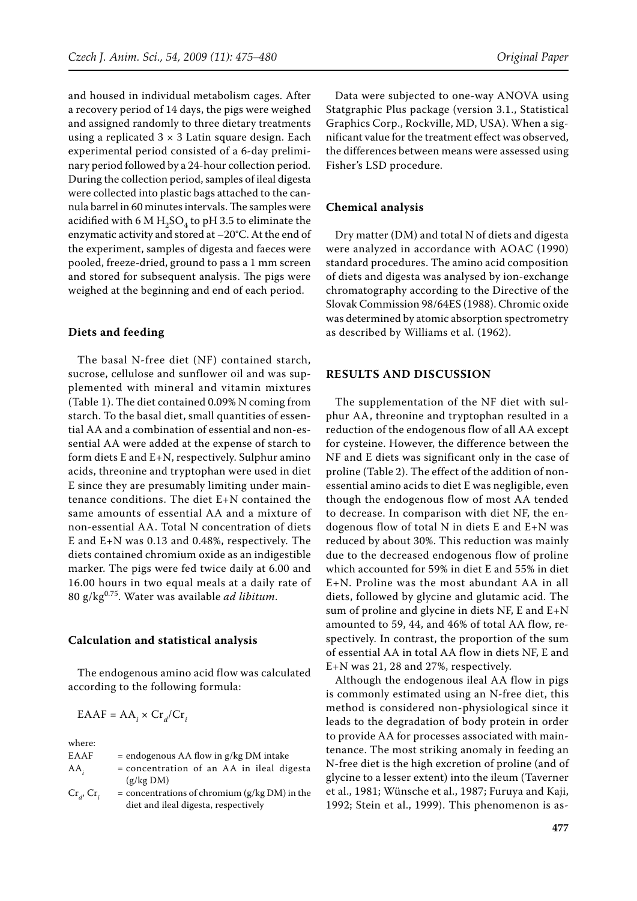and housed in individual metabolism cages. After a recovery period of 14 days, the pigs were weighed and assigned randomly to three dietary treatments using a replicated 3 × 3 Latin square design. Each experimental period consisted of a 6-day preliminary period followed by a 24-hour collection period. During the collection period, samples of ileal digesta were collected into plastic bags attached to the cannula barrel in 60 minutes intervals. The samples were acidified with 6 M $H_2SO_4$ to pH 3.5 to eliminate the enzymatic activity and stored at –20°C. At the end of the experiment, samples of digesta and faeces were pooled, freeze-dried, ground to pass a 1 mm screen and stored for subsequent analysis. The pigs were weighed at the beginning and end of each period.

### Diets and feeding

The basal N-free diet (NF) contained starch, sucrose, cellulose and sunflower oil and was supplemented with mineral and vitamin mixtures (Table 1). The diet contained 0.09% N coming from starch. To the basal diet, small quantities of essential AA and a combination of essential and non-essential AA were added at the expense of starch to form diets E and E+N, respectively. Sulphur amino acids, threonine and tryptophan were used in diet E since they are presumably limiting under maintenance conditions. The diet E+N contained the same amounts of essential AA and a mixture of non-essential AA. Total N concentration of diets E and E+N was 0.13 and 0.48%, respectively. The diets contained chromium oxide as an indigestible marker. The pigs were fed twice daily at 6.00 and 16.00 hours in two equal meals at a daily rate of 80 g/kg$^{0.75}$. Water was available *ad libitum*.

### Calculation and statistical analysis

The endogenous amino acid flow was calculated according to the following formula:

$$EAAF = AA_i \times Cr_d/Cr_i$$

where:

- EAAF = endogenous AA flow in g/kg DM intake
- $AA_i$ = concentration of an AA in ileal digesta (g/kg DM)
- $Cr_d$, $Cr_i$ = concentrations of chromium (g/kg DM) in the diet and ileal digesta, respectively

Data were subjected to one-way ANOVA using Statgraphic Plus package (version 3.1., Statistical Graphics Corp., Rockville, MD, USA). When a significant value for the treatment effect was observed, the differences between means were assessed using Fisher's LSD procedure.

### Chemical analysis

Dry matter (DM) and total N of diets and digesta were analyzed in accordance with AOAC (1990) standard procedures. The amino acid composition of diets and digesta was analysed by ion-exchange chromatography according to the Directive of the Slovak Commission 98/64ES (1988). Chromic oxide was determined by atomic absorption spectrometry as described by Williams et al. (1962).

## RESULTS AND DISCUSSION

The supplementation of the NF diet with sulphur AA, threonine and tryptophan resulted in a reduction of the endogenous flow of all AA except for cysteine. However, the difference between the NF and E diets was significant only in the case of proline (Table 2). The effect of the addition of non-essential amino acids to diet E was negligible, even though the endogenous flow of most AA tended to decrease. In comparison with diet NF, the endogenous flow of total N in diets E and E+N was reduced by about 30%. This reduction was mainly due to the decreased endogenous flow of proline which accounted for 59% in diet E and 55% in diet E+N. Proline was the most abundant AA in all diets, followed by glycine and glutamic acid. The sum of proline and glycine in diets NF, E and E+N amounted to 59, 44, and 46% of total AA flow, respectively. In contrast, the proportion of the sum of essential AA in total AA flow in diets NF, E and E+N was 21, 28 and 27%, respectively.

Although the endogenous ileal AA flow in pigs is commonly estimated using an N-free diet, this method is considered non-physiological since it leads to the degradation of body protein in order to provide AA for processes associated with maintenance. The most striking anomaly in feeding an N-free diet is the high excretion of proline (and of glycine to a lesser extent) into the ileum (Taverner et al., 1981; Wünsche et al., 1987; Furuya and Kaji, 1992; Stein et al., 1999). This phenomenon is as-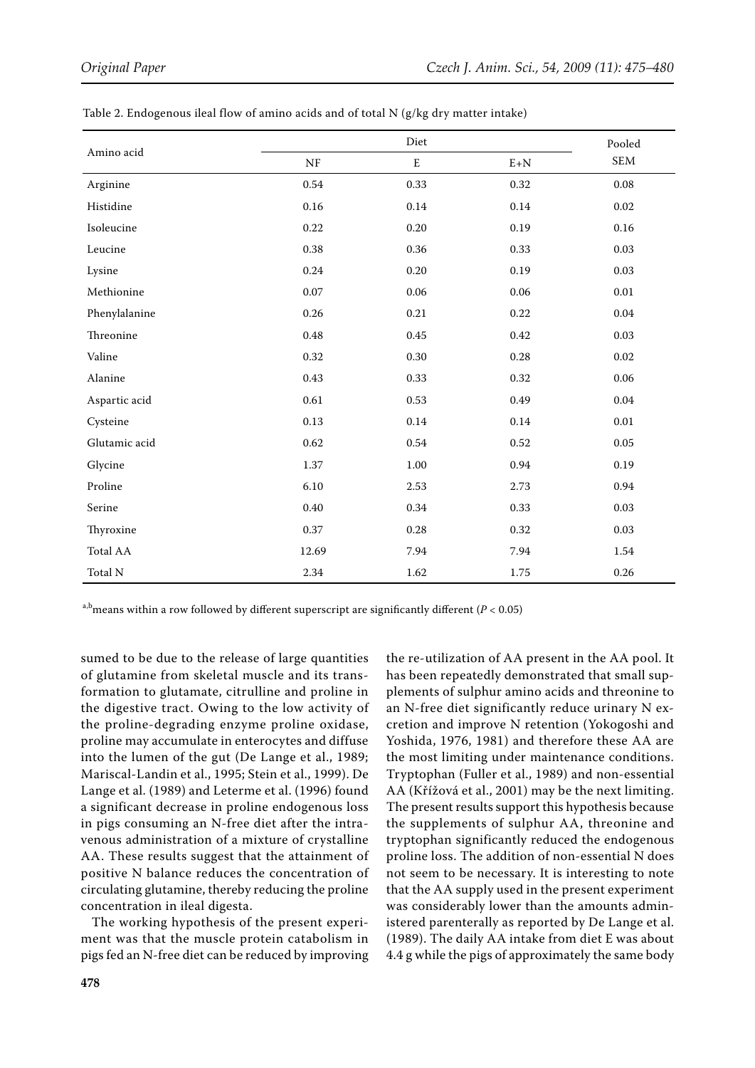Table 2. Endogenous ileal flow of amino acids and of total N (g/kg dry matter intake)

| Amino acid | Diet | | | Pooled SEM |
|---|---|---|---|---|
| | NF | E | E+N | |
| Arginine | 0.54 | 0.33 | 0.32 | 0.08 |
| Histidine | 0.16 | 0.14 | 0.14 | 0.02 |
| Isoleucine | 0.22 | 0.20 | 0.19 | 0.16 |
| Leucine | 0.38 | 0.36 | 0.33 | 0.03 |
| Lysine | 0.24 | 0.20 | 0.19 | 0.03 |
| Methionine | 0.07 | 0.06 | 0.06 | 0.01 |
| Phenylalanine | 0.26 | 0.21 | 0.22 | 0.04 |
| Threonine | 0.48 | 0.45 | 0.42 | 0.03 |
| Valine | 0.32 | 0.30 | 0.28 | 0.02 |
| Alanine | 0.43 | 0.33 | 0.32 | 0.06 |
| Aspartic acid | 0.61 | 0.53 | 0.49 | 0.04 |
| Cysteine | 0.13 | 0.14 | 0.14 | 0.01 |
| Glutamic acid | 0.62 | 0.54 | 0.52 | 0.05 |
| Glycine | 1.37 | 1.00 | 0.94 | 0.19 |
| Proline | 6.10 | 2.53 | 2.73 | 0.94 |
| Serine | 0.40 | 0.34 | 0.33 | 0.03 |
| Thyroxine | 0.37 | 0.28 | 0.32 | 0.03 |
| Total AA | 12.69 | 7.94 | 7.94 | 1.54 |
| Total N | 2.34 | 1.62 | 1.75 | 0.26 |

[a,b]means within a row followed by different superscript are significantly different ($P < 0.05$)

sumed to be due to the release of large quantities of glutamine from skeletal muscle and its transformation to glutamate, citrulline and proline in the digestive tract. Owing to the low activity of the proline-degrading enzyme proline oxidase, proline may accumulate in enterocytes and diffuse into the lumen of the gut (De Lange et al., 1989; Mariscal-Landin et al., 1995; Stein et al., 1999). De Lange et al. (1989) and Leterme et al. (1996) found a significant decrease in proline endogenous loss in pigs consuming an N-free diet after the intravenous administration of a mixture of crystalline AA. These results suggest that the attainment of positive N balance reduces the concentration of circulating glutamine, thereby reducing the proline concentration in ileal digesta.

The working hypothesis of the present experiment was that the muscle protein catabolism in pigs fed an N-free diet can be reduced by improving the re-utilization of AA present in the AA pool. It has been repeatedly demonstrated that small supplements of sulphur amino acids and threonine to an N-free diet significantly reduce urinary N excretion and improve N retention (Yokogoshi and Yoshida, 1976, 1981) and therefore these AA are the most limiting under maintenance conditions. Tryptophan (Fuller et al., 1989) and non-essential AA (Křížová et al., 2001) may be the next limiting. The present results support this hypothesis because the supplements of sulphur AA, threonine and tryptophan significantly reduced the endogenous proline loss. The addition of non-essential N does not seem to be necessary. It is interesting to note that the AA supply used in the present experiment was considerably lower than the amounts administered parenterally as reported by De Lange et al. (1989). The daily AA intake from diet E was about 4.4 g while the pigs of approximately the same body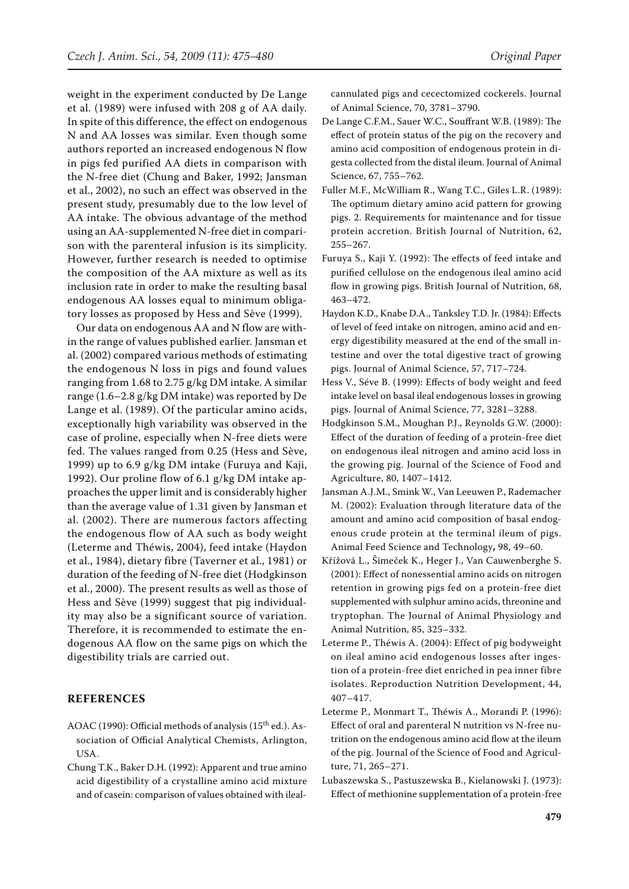weight in the experiment conducted by De Lange et al. (1989) were infused with 208 g of AA daily. In spite of this difference, the effect on endogenous N and AA losses was similar. Even though some authors reported an increased endogenous N flow in pigs fed purified AA diets in comparison with the N-free diet (Chung and Baker, 1992; Jansman et al., 2002), no such an effect was observed in the present study, presumably due to the low level of AA intake. The obvious advantage of the method using an AA-supplemented N-free diet in comparison with the parenteral infusion is its simplicity. However, further research is needed to optimise the composition of the AA mixture as well as its inclusion rate in order to make the resulting basal endogenous AA losses equal to minimum obligatory losses as proposed by Hess and Sève (1999).

Our data on endogenous AA and N flow are within the range of values published earlier. Jansman et al. (2002) compared various methods of estimating the endogenous N loss in pigs and found values ranging from 1.68 to 2.75 g/kg DM intake. A similar range (1.6–2.8 g/kg DM intake) was reported by De Lange et al. (1989). Of the particular amino acids, exceptionally high variability was observed in the case of proline, especially when N-free diets were fed. The values ranged from 0.25 (Hess and Sève, 1999) up to 6.9 g/kg DM intake (Furuya and Kaji, 1992). Our proline flow of 6.1 g/kg DM intake approaches the upper limit and is considerably higher than the average value of 1.31 given by Jansman et al. (2002). There are numerous factors affecting the endogenous flow of AA such as body weight (Leterme and Théwis, 2004), feed intake (Haydon et al., 1984), dietary fibre (Taverner et al., 1981) or duration of the feeding of N-free diet (Hodgkinson et al., 2000). The present results as well as those of Hess and Sève (1999) suggest that pig individuality may also be a significant source of variation. Therefore, it is recommended to estimate the endogenous AA flow on the same pigs on which the digestibility trials are carried out.

## REFERENCES

AOAC (1990): Official methods of analysis (15th ed.). Association of Official Analytical Chemists, Arlington, USA.

Chung T.K., Baker D.H. (1992): Apparent and true amino acid digestibility of a crystalline amino acid mixture and of casein: comparison of values obtained with ileal-cannulated pigs and cecectomized cockerels. Journal of Animal Science, 70, 3781–3790.

De Lange C.F.M., Sauer W.C., Souffrant W.B. (1989): The effect of protein status of the pig on the recovery and amino acid composition of endogenous protein in digesta collected from the distal ileum. Journal of Animal Science, 67, 755–762.

Fuller M.F., McWilliam R., Wang T.C., Giles L.R. (1989): The optimum dietary amino acid pattern for growing pigs. 2. Requirements for maintenance and for tissue protein accretion. British Journal of Nutrition, 62, 255–267.

Furuya S., Kaji Y. (1992): The effects of feed intake and purified cellulose on the endogenous ileal amino acid flow in growing pigs. British Journal of Nutrition, 68, 463–472.

Haydon K.D., Knabe D.A., Tanksley T.D. Jr. (1984): Effects of level of feed intake on nitrogen, amino acid and energy digestibility measured at the end of the small intestine and over the total digestive tract of growing pigs. Journal of Animal Science, 57, 717–724.

Hess V., Séve B. (1999): Effects of body weight and feed intake level on basal ileal endogenous losses in growing pigs. Journal of Animal Science, 77, 3281–3288.

Hodgkinson S.M., Moughan P.J., Reynolds G.W. (2000): Effect of the duration of feeding of a protein-free diet on endogenous ileal nitrogen and amino acid loss in the growing pig. Journal of the Science of Food and Agriculture, 80, 1407–1412.

Jansman A.J.M., Smink W., Van Leeuwen P., Rademacher M. (2002): Evaluation through literature data of the amount and amino acid composition of basal endogenous crude protein at the terminal ileum of pigs. Animal Feed Science and Technology**,** 98, 49–60.

Křížová L., Šimeček K., Heger J., Van Cauwenberghe S. (2001): Effect of nonessential amino acids on nitrogen retention in growing pigs fed on a protein-free diet supplemented with sulphur amino acids, threonine and tryptophan. The Journal of Animal Physiology and Animal Nutrition, 85, 325–332.

Leterme P., Théwis A. (2004): Effect of pig bodyweight on ileal amino acid endogenous losses after ingestion of a protein-free diet enriched in pea inner fibre isolates. Reproduction Nutrition Development, 44, 407–417.

Leterme P., Monmart T., Théwis A., Morandi P. (1996): Effect of oral and parenteral N nutrition vs N-free nutrition on the endogenous amino acid flow at the ileum of the pig. Journal of the Science of Food and Agriculture, 71, 265–271.

Lubaszewska S., Pastuszewska B., Kielanowski J. (1973): Effect of methionine supplementation of a protein-free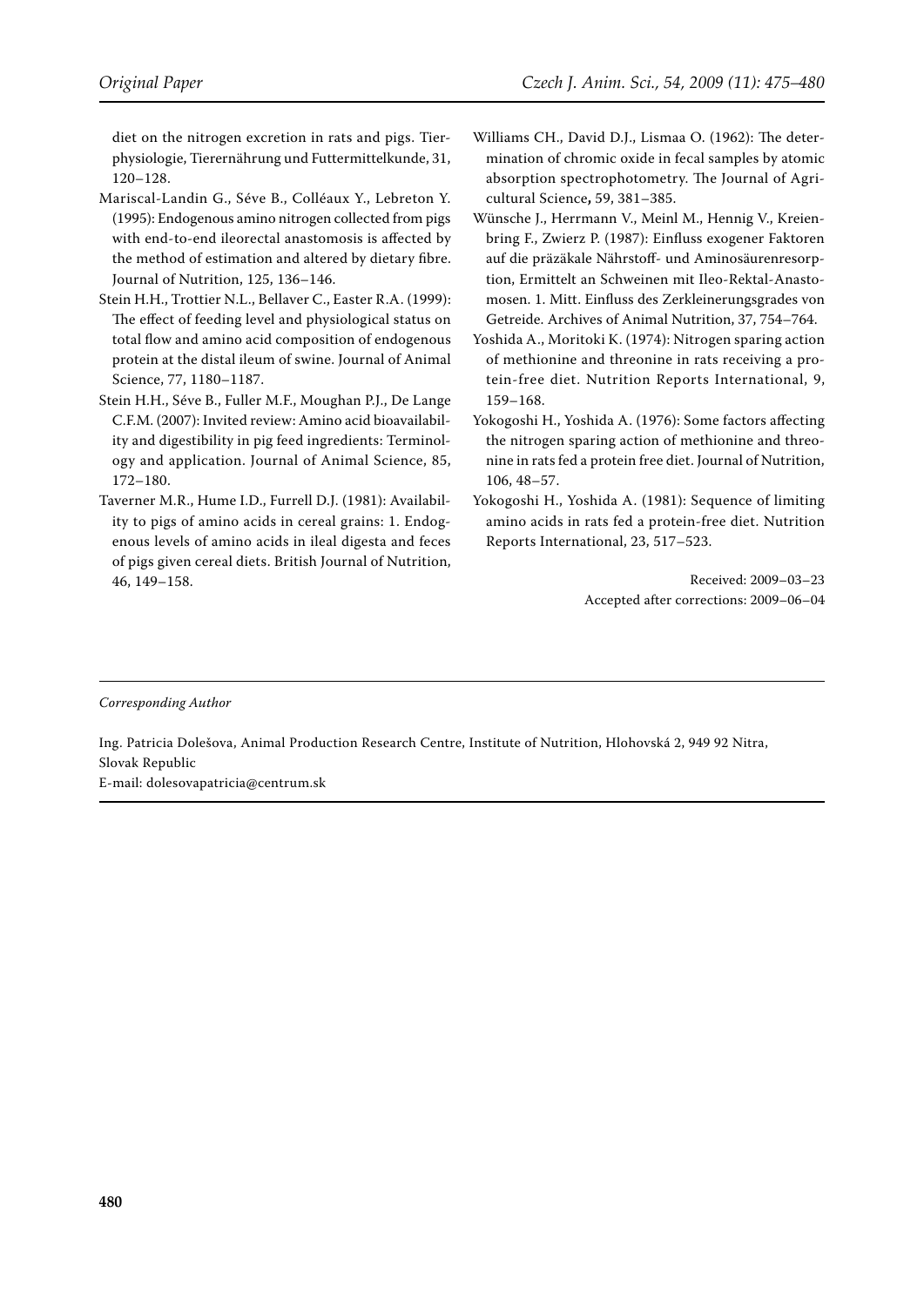diet on the nitrogen excretion in rats and pigs. Tierphysiologie, Tierernährung und Futtermittelkunde, 31, 120–128.

Mariscal-Landin G., Séve B., Colléaux Y., Lebreton Y. (1995): Endogenous amino nitrogen collected from pigs with end-to-end ileorectal anastomosis is affected by the method of estimation and altered by dietary fibre. Journal of Nutrition, 125, 136–146.

Stein H.H., Trottier N.L., Bellaver C., Easter R.A. (1999): The effect of feeding level and physiological status on total flow and amino acid composition of endogenous protein at the distal ileum of swine. Journal of Animal Science, 77, 1180–1187.

Stein H.H., Séve B., Fuller M.F., Moughan P.J., De Lange C.F.M. (2007): Invited review: Amino acid bioavailability and digestibility in pig feed ingredients: Terminology and application. Journal of Animal Science, 85, 172–180.

Taverner M.R., Hume I.D., Furrell D.J. (1981): Availability to pigs of amino acids in cereal grains: 1. Endogenous levels of amino acids in ileal digesta and feces of pigs given cereal diets. British Journal of Nutrition, 46, 149–158.

Williams CH., David D.J., Lismaa O. (1962): The determination of chromic oxide in fecal samples by atomic absorption spectrophotometry. The Journal of Agricultural Science, 59, 381–385.

Wünsche J., Herrmann V., Meinl M., Hennig V., Kreienbring F., Zwierz P. (1987): Einfluss exogener Faktoren auf die präzäkale Nährstoff- und Aminosäurenresorption, Ermittelt an Schweinen mit Ileo-Rektal-Anastomosen. 1. Mitt. Einfluss des Zerkleinerungsgrades von Getreide. Archives of Animal Nutrition, 37, 754–764.

Yoshida A., Moritoki K. (1974): Nitrogen sparing action of methionine and threonine in rats receiving a protein-free diet. Nutrition Reports International, 9, 159–168.

Yokogoshi H., Yoshida A. (1976): Some factors affecting the nitrogen sparing action of methionine and threonine in rats fed a protein free diet. Journal of Nutrition, 106, 48–57.

Yokogoshi H., Yoshida A. (1981): Sequence of limiting amino acids in rats fed a protein-free diet. Nutrition Reports International, 23, 517–523.

Received: 2009–03–23
Accepted after corrections: 2009–06–04

*Corresponding Author*

Ing. Patricia Dolešova, Animal Production Research Centre, Institute of Nutrition, Hlohovská 2, 949 92 Nitra, Slovak Republic
E-mail: dolesovapatricia@centrum.sk